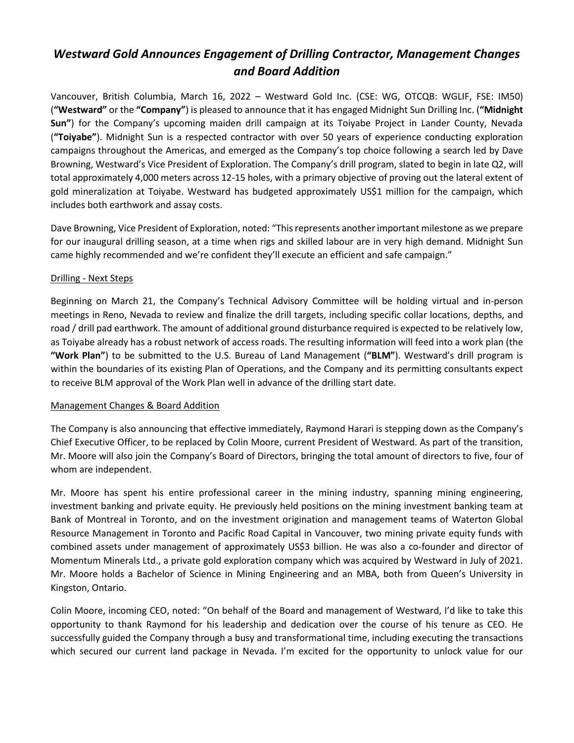# *Westward Gold Announces Engagement of Drilling Contractor, Management Changes and Board Addition*

Vancouver, British Columbia, March 16, 2022 – Westward Gold Inc. (CSE: WG, OTCQB: WGLIF, FSE: IM50) (**"Westward"** or the **"Company"**) is pleased to announce that it has engaged Midnight Sun Drilling Inc. (**"Midnight Sun"**) for the Company's upcoming maiden drill campaign at its Toiyabe Project in Lander County, Nevada (**"Toiyabe"**). Midnight Sun is a respected contractor with over 50 years of experience conducting exploration campaigns throughout the Americas, and emerged as the Company's top choice following a search led by Dave Browning, Westward's Vice President of Exploration. The Company's drill program, slated to begin in late Q2, will total approximately 4,000 meters across 12-15 holes, with a primary objective of proving out the lateral extent of gold mineralization at Toiyabe. Westward has budgeted approximately US$1 million for the campaign, which includes both earthwork and assay costs.

Dave Browning, Vice President of Exploration, noted: "This represents another important milestone as we prepare for our inaugural drilling season, at a time when rigs and skilled labour are in very high demand. Midnight Sun came highly recommended and we're confident they'll execute an efficient and safe campaign."

## Drilling - Next Steps

Beginning on March 21, the Company's Technical Advisory Committee will be holding virtual and in-person meetings in Reno, Nevada to review and finalize the drill targets, including specific collar locations, depths, and road / drill pad earthwork. The amount of additional ground disturbance required is expected to be relatively low, as Toiyabe already has a robust network of access roads. The resulting information will feed into a work plan (the **"Work Plan"**) to be submitted to the U.S. Bureau of Land Management (**"BLM"**). Westward's drill program is within the boundaries of its existing Plan of Operations, and the Company and its permitting consultants expect to receive BLM approval of the Work Plan well in advance of the drilling start date.

## Management Changes & Board Addition

The Company is also announcing that effective immediately, Raymond Harari is stepping down as the Company's Chief Executive Officer, to be replaced by Colin Moore, current President of Westward. As part of the transition, Mr. Moore will also join the Company's Board of Directors, bringing the total amount of directors to five, four of whom are independent.

Mr. Moore has spent his entire professional career in the mining industry, spanning mining engineering, investment banking and private equity. He previously held positions on the mining investment banking team at Bank of Montreal in Toronto, and on the investment origination and management teams of Waterton Global Resource Management in Toronto and Pacific Road Capital in Vancouver, two mining private equity funds with combined assets under management of approximately US$3 billion. He was also a co-founder and director of Momentum Minerals Ltd., a private gold exploration company which was acquired by Westward in July of 2021. Mr. Moore holds a Bachelor of Science in Mining Engineering and an MBA, both from Queen's University in Kingston, Ontario.

Colin Moore, incoming CEO, noted: "On behalf of the Board and management of Westward, I'd like to take this opportunity to thank Raymond for his leadership and dedication over the course of his tenure as CEO. He successfully guided the Company through a busy and transformational time, including executing the transactions which secured our current land package in Nevada. I'm excited for the opportunity to unlock value for our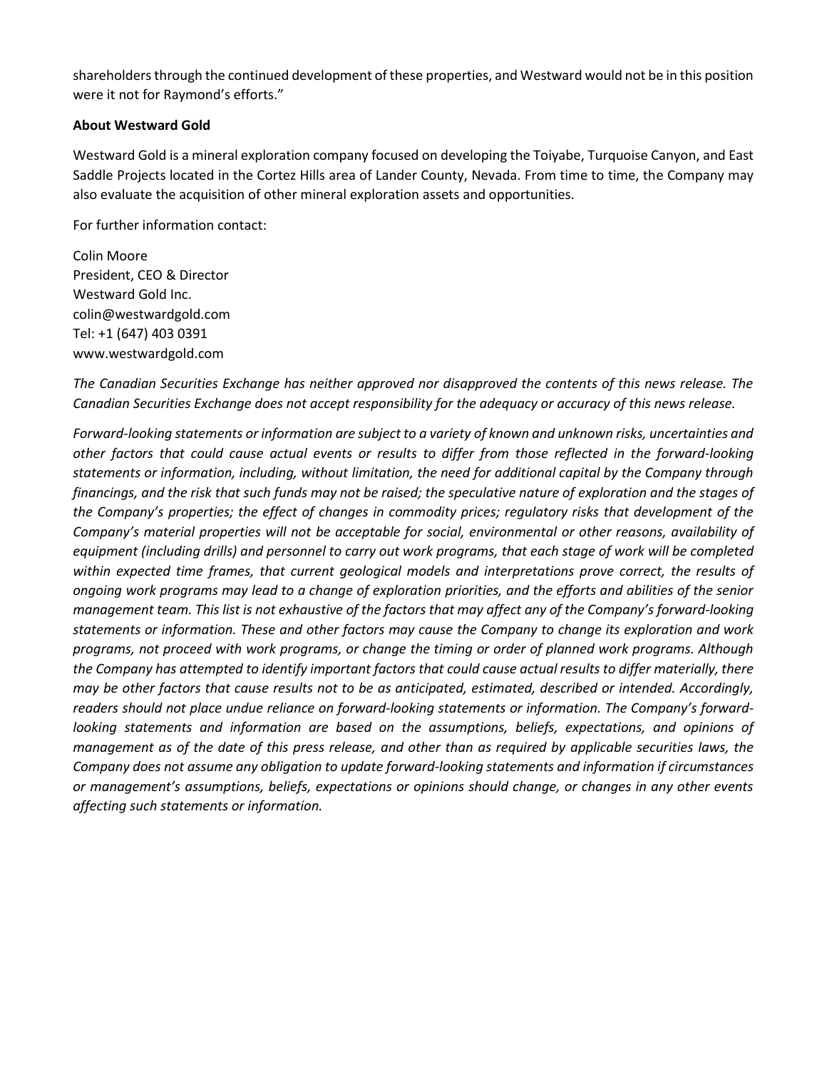shareholders through the continued development of these properties, and Westward would not be in this position were it not for Raymond's efforts."

**About Westward Gold**

Westward Gold is a mineral exploration company focused on developing the Toiyabe, Turquoise Canyon, and East Saddle Projects located in the Cortez Hills area of Lander County, Nevada. From time to time, the Company may also evaluate the acquisition of other mineral exploration assets and opportunities.

For further information contact:

Colin Moore  
President, CEO & Director  
Westward Gold Inc.  
colin@westwardgold.com  
Tel: +1 (647) 403 0391  
www.westwardgold.com

*The Canadian Securities Exchange has neither approved nor disapproved the contents of this news release. The Canadian Securities Exchange does not accept responsibility for the adequacy or accuracy of this news release.*

*Forward-looking statements or information are subject to a variety of known and unknown risks, uncertainties and other factors that could cause actual events or results to differ from those reflected in the forward-looking statements or information, including, without limitation, the need for additional capital by the Company through financings, and the risk that such funds may not be raised; the speculative nature of exploration and the stages of the Company's properties; the effect of changes in commodity prices; regulatory risks that development of the Company's material properties will not be acceptable for social, environmental or other reasons, availability of equipment (including drills) and personnel to carry out work programs, that each stage of work will be completed within expected time frames, that current geological models and interpretations prove correct, the results of ongoing work programs may lead to a change of exploration priorities, and the efforts and abilities of the senior management team. This list is not exhaustive of the factors that may affect any of the Company's forward-looking statements or information. These and other factors may cause the Company to change its exploration and work programs, not proceed with work programs, or change the timing or order of planned work programs. Although the Company has attempted to identify important factors that could cause actual results to differ materially, there may be other factors that cause results not to be as anticipated, estimated, described or intended. Accordingly, readers should not place undue reliance on forward-looking statements or information. The Company's forward-looking statements and information are based on the assumptions, beliefs, expectations, and opinions of management as of the date of this press release, and other than as required by applicable securities laws, the Company does not assume any obligation to update forward-looking statements and information if circumstances or management's assumptions, beliefs, expectations or opinions should change, or changes in any other events affecting such statements or information.*